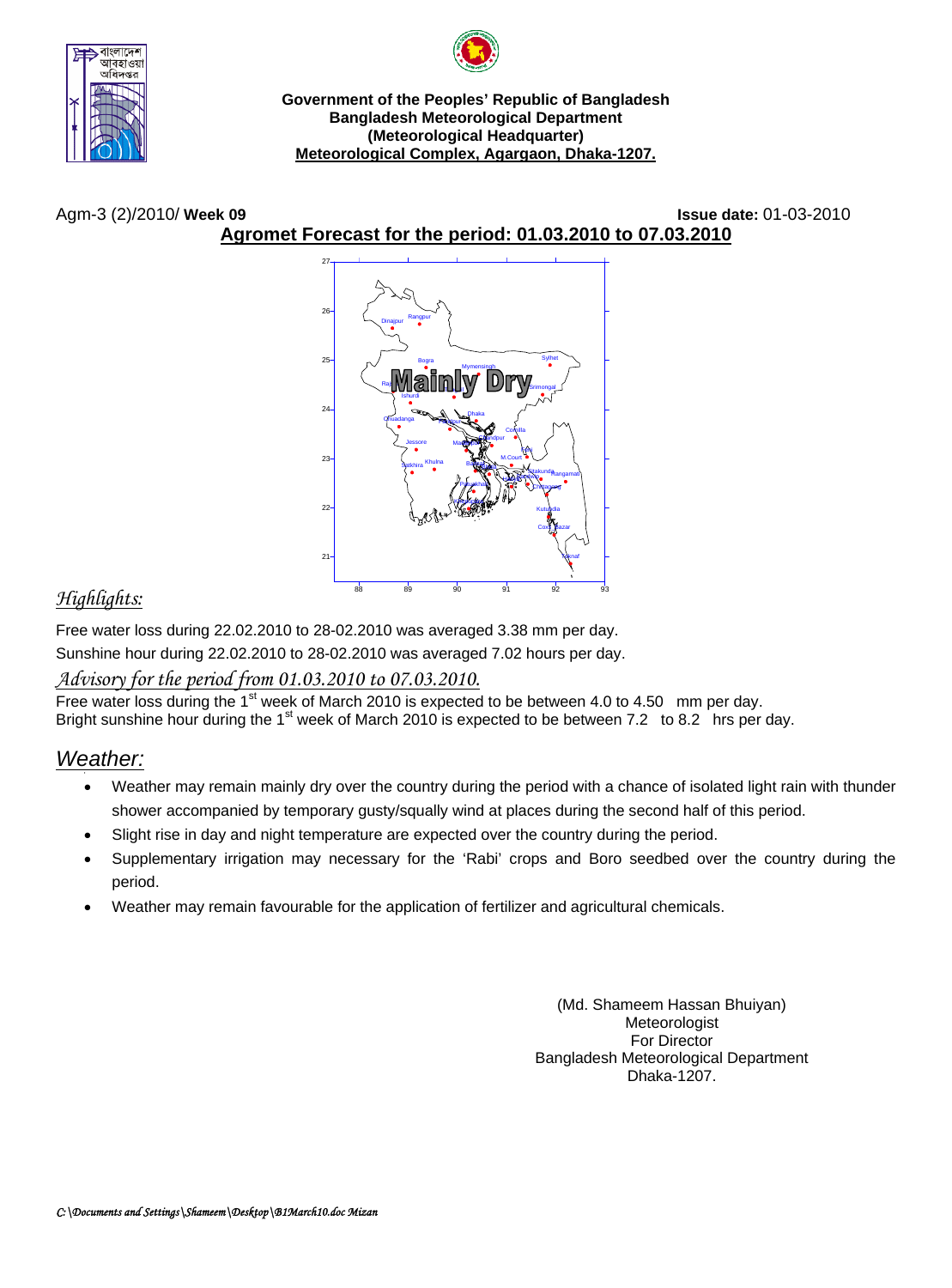**Government of the Peoples' Republic of Bangladesh**
**Bangladesh Meteorological Department**
**(Meteorological Headquarter)**
**Meteorological Complex, Agargaon, Dhaka-1207.**

Agm-3 (2)/2010/ **Week 09** **Issue date:** 01-03-2010

## Agromet Forecast for the period: 01.03.2010 to 07.03.2010

Mainly Dry

## *Highlights:*

Free water loss during 22.02.2010 to 28-02.2010 was averaged 3.38 mm per day.

Sunshine hour during 22.02.2010 to 28-02.2010 was averaged 7.02 hours per day.

### *Advisory for the period from 01.03.2010 to 07.03.2010.*

Free water loss during the 1st week of March 2010 is expected to be between 4.0 to 4.50 mm per day.
Bright sunshine hour during the 1st week of March 2010 is expected to be between 7.2 to 8.2 hrs per day.

## *Weather:*

- Weather may remain mainly dry over the country during the period with a chance of isolated light rain with thunder shower accompanied by temporary gusty/squally wind at places during the second half of this period.
- Slight rise in day and night temperature are expected over the country during the period.
- Supplementary irrigation may necessary for the 'Rabi' crops and Boro seedbed over the country during the period.
- Weather may remain favourable for the application of fertilizer and agricultural chemicals.

(Md. Shameem Hassan Bhuiyan)
Meteorologist
For Director
Bangladesh Meteorological Department
Dhaka-1207.

*C:\Documents and Settings\Shameem\Desktop\B1March10.doc Mizan*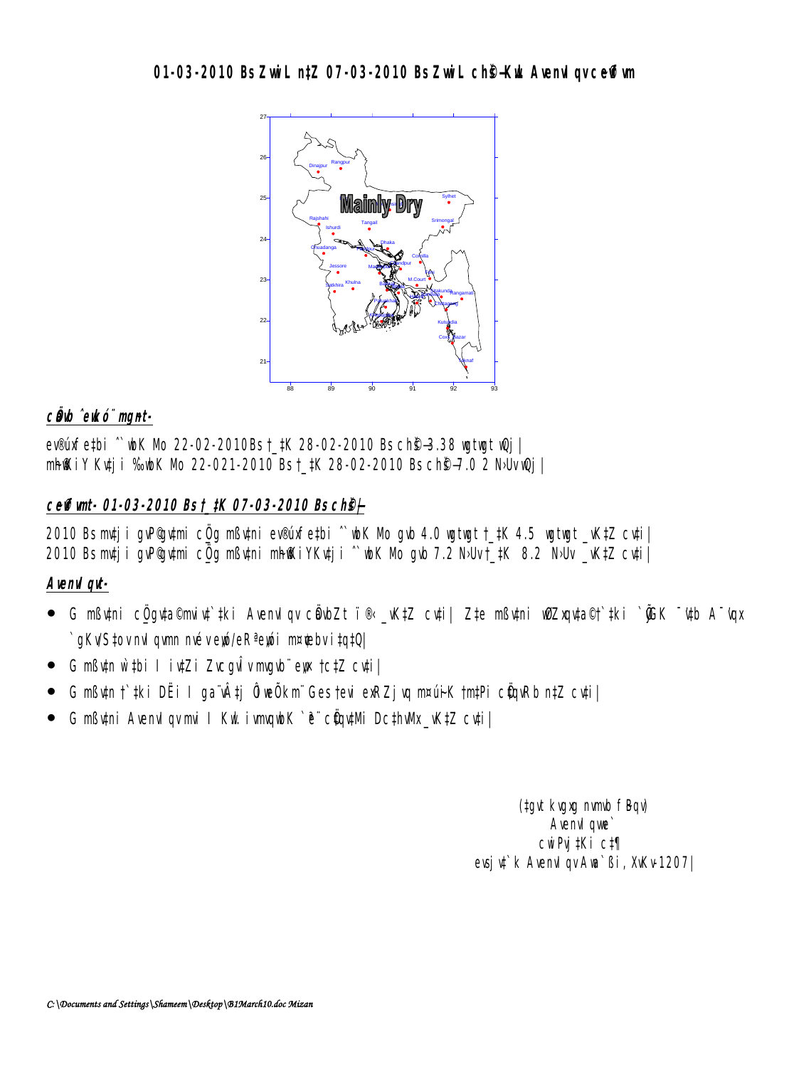# 01-03-2010 Bs ZvwiL n‡Z 07-03-2010 Bs ZvwiL ch©š— K…wl AvenvIqv ce©vfvm

Mainly Dry

## cÖvb ˆewkó¨ mgnt-

ev®úxfe‡bi ˆ`wbK Mo 22-02-2010 Bs †_‡K 28-02-2010 Bs ch©š— 3.38 wgtwgt wQj|
m~h©wKiY Kv‡ji ‰`wbK Mo 22-021-2010 Bs †_‡K 28-02-2010 Bs ch©š— 7.0 2 N›Uv wQj|

## ce©vfvmt- 01-03-2010 Bs †_‡K 07-03-2010 Bs ch©š—

2010 Bs mv‡ji gvP©gv‡mi cÖ_g mßv‡ni ev®úxfe‡bi ˆ`wbK Mo gvb 4.0 wgtwgt †_‡K 4.5 wgtwgt _vK‡Z cv‡i|
2010 Bs mv‡ji gvP©gv‡mi cÖ_g mßv‡ni m~h©wKiY Kv‡ji ˆ`wbK Mo gvb 7.2 N›Uv †_‡K 8.2 N›Uv _vK‡Z cv‡i|

## AvenvIqvt-

- G mßv‡ni cÖ_gv‡a©mviv‡`‡ki AvenvIqv cÖavbZt ï®‹ _vK‡Z cv‡i| Z‡e mßv‡ni wØZxqv‡a©†`‡ki `yÕGK ¯’v‡b A¯’vqx `gKv/S‡ov nvIqv mn nvjKv e„wó/eRªe„wói m¤¢vebv i‡q‡Q|
- G mßv‡n w`‡bi I iv‡Zi Zvcgvlv mvgvb¨ e„w× †c‡Z cv‡i|
- G mßv‡n †`‡ki DËi I ga¨vÂ‡j Ô‡evÕÕkm¨ Ges †evi exRZjvq m¤ú~iK †m‡Pi cÖ‡qvRb n‡Z cv‡i|
- G mßv‡ni AvenvIqv mvi I Kxi. ivmvqwbK `ª¨ cÖ‡qv‡Mi Dc‡hvMx _vK‡Z cv‡i|

(‡gvt kvgxg nvmvb fBqv)
AvenvIqvwe`
cwiPvjK‡Ki c‡¶
evsjv‡`k AvenvIqv Awa`ßi, XvKv-1207|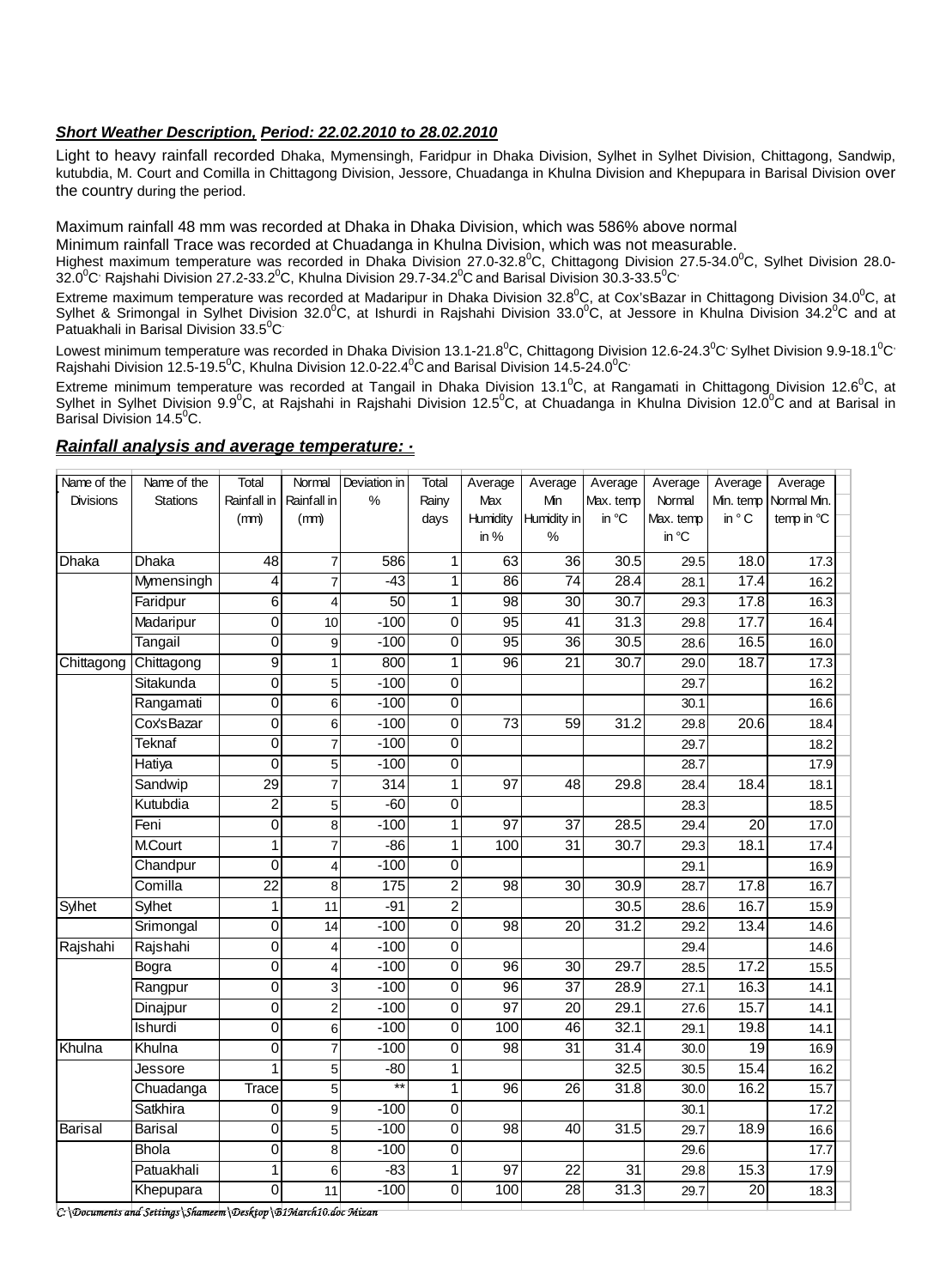***Short Weather Description, Period: 22.02.2010 to 28.02.2010***

Light to heavy rainfall recorded Dhaka, Mymensingh, Faridpur in Dhaka Division, Sylhet in Sylhet Division, Chittagong, Sandwip, kutubdia, M. Court and Comilla in Chittagong Division, Jessore, Chuadanga in Khulna Division and Khepupara in Barisal Division over the country during the period.

Maximum rainfall 48 mm was recorded at Dhaka in Dhaka Division, which was 586% above normal
Minimum rainfall Trace was recorded at Chuadanga in Khulna Division, which was not measurable.
Highest maximum temperature was recorded in Dhaka Division 27.0-32.8$^0$C, Chittagong Division 27.5-34.0$^0$C, Sylhet Division 28.0-32.0$^0$C, Rajshahi Division 27.2-33.2$^0$C, Khulna Division 29.7-34.2$^0$C and Barisal Division 30.3-33.5$^0$C.

Extreme maximum temperature was recorded at Madaripur in Dhaka Division 32.8$^0$C, at Cox'sBazar in Chittagong Division 34.0$^0$C, at Sylhet & Srimongal in Sylhet Division 32.0$^0$C, at Ishurdi in Rajshahi Division 33.0$^0$C, at Jessore in Khulna Division 34.2$^0$C and at Patuakhali in Barisal Division 33.5$^0$C.

Lowest minimum temperature was recorded in Dhaka Division 13.1-21.8$^0$C, Chittagong Division 12.6-24.3$^0$C, Sylhet Division 9.9-18.1$^0$C, Rajshahi Division 12.5-19.5$^0$C, Khulna Division 12.0-22.4$^0$C and Barisal Division 14.5-24.0$^0$C.

Extreme minimum temperature was recorded at Tangail in Dhaka Division 13.1$^0$C, at Rangamati in Chittagong Division 12.6$^0$C, at Sylhet in Sylhet Division 9.9$^0$C, at Rajshahi in Rajshahi Division 12.5$^0$C, at Chuadanga in Khulna Division 12.0$^0$C and at Barisal in Barisal Division 14.5$^0$C.

***Rainfall analysis and average temperature: ·***

| Name of the Divisions | Name of the Stations | Total Rainfall in (mm) | Normal Rainfall in (mm) | Deviation in % | Total Rainy days | Average Max Humidity in % | Average Min Humidity in % | Average Max. temp in °C | Average Normal Max. temp in °C | Average Min. temp in ° C | Average Normal Min. temp in °C |
|---|---|---|---|---|---|---|---|---|---|---|---|
| Dhaka | Dhaka | 48 | 7 | 586 | 1 | 63 | 36 | 30.5 | 29.5 | 18.0 | 17.3 |
| | Mymensingh | 4 | 7 | -43 | 1 | 86 | 74 | 28.4 | 28.1 | 17.4 | 16.2 |
| | Faridpur | 6 | 4 | 50 | 1 | 98 | 30 | 30.7 | 29.3 | 17.8 | 16.3 |
| | Madaripur | 0 | 10 | -100 | 0 | 95 | 41 | 31.3 | 29.8 | 17.7 | 16.4 |
| | Tangail | 0 | 9 | -100 | 0 | 95 | 36 | 30.5 | 28.6 | 16.5 | 16.0 |
| Chittagong | Chittagong | 9 | 1 | 800 | 1 | 96 | 21 | 30.7 | 29.0 | 18.7 | 17.3 |
| | Sitakunda | 0 | 5 | -100 | 0 | | | | 29.7 | | 16.2 |
| | Rangamati | 0 | 6 | -100 | 0 | | | | 30.1 | | 16.6 |
| | Cox'sBazar | 0 | 6 | -100 | 0 | 73 | 59 | 31.2 | 29.8 | 20.6 | 18.4 |
| | Teknaf | 0 | 7 | -100 | 0 | | | | 29.7 | | 18.2 |
| | Hatiya | 0 | 5 | -100 | 0 | | | | 28.7 | | 17.9 |
| | Sandwip | 29 | 7 | 314 | 1 | 97 | 48 | 29.8 | 28.4 | 18.4 | 18.1 |
| | Kutubdia | 2 | 5 | -60 | 0 | | | | 28.3 | | 18.5 |
| | Feni | 0 | 8 | -100 | 1 | 97 | 37 | 28.5 | 29.4 | 20 | 17.0 |
| | M.Court | 1 | 7 | -86 | 1 | 100 | 31 | 30.7 | 29.3 | 18.1 | 17.4 |
| | Chandpur | 0 | 4 | -100 | 0 | | | | 29.1 | | 16.9 |
| | Comilla | 22 | 8 | 175 | 2 | 98 | 30 | 30.9 | 28.7 | 17.8 | 16.7 |
| Sylhet | Sylhet | 1 | 11 | -91 | 2 | | | 30.5 | 28.6 | 16.7 | 15.9 |
| | Srimongal | 0 | 14 | -100 | 0 | 98 | 20 | 31.2 | 29.2 | 13.4 | 14.6 |
| Rajshahi | Rajshahi | 0 | 4 | -100 | 0 | | | | 29.4 | | 14.6 |
| | Bogra | 0 | 4 | -100 | 0 | 96 | 30 | 29.7 | 28.5 | 17.2 | 15.5 |
| | Rangpur | 0 | 3 | -100 | 0 | 96 | 37 | 28.9 | 27.1 | 16.3 | 14.1 |
| | Dinajpur | 0 | 2 | -100 | 0 | 97 | 20 | 29.1 | 27.6 | 15.7 | 14.1 |
| | Ishurdi | 0 | 6 | -100 | 0 | 100 | 46 | 32.1 | 29.1 | 19.8 | 14.1 |
| Khulna | Khulna | 0 | 7 | -100 | 0 | 98 | 31 | 31.4 | 30.0 | 19 | 16.9 |
| | Jessore | 1 | 5 | -80 | 1 | | | 32.5 | 30.5 | 15.4 | 16.2 |
| | Chuadanga | Trace | 5 | ** | 1 | 96 | 26 | 31.8 | 30.0 | 16.2 | 15.7 |
| | Satkhira | 0 | 9 | -100 | 0 | | | | 30.1 | | 17.2 |
| Barisal | Barisal | 0 | 5 | -100 | 0 | 98 | 40 | 31.5 | 29.7 | 18.9 | 16.6 |
| | Bhola | 0 | 8 | -100 | 0 | | | | 29.6 | | 17.7 |
| | Patuakhali | 1 | 6 | -83 | 1 | 97 | 22 | 31 | 29.8 | 15.3 | 17.9 |
| | Khepupara | 0 | 11 | -100 | 0 | 100 | 28 | 31.3 | 29.7 | 20 | 18.3 |

C:\Documents and Settings\Shameem\Desktop\B1March10.doc Mizan